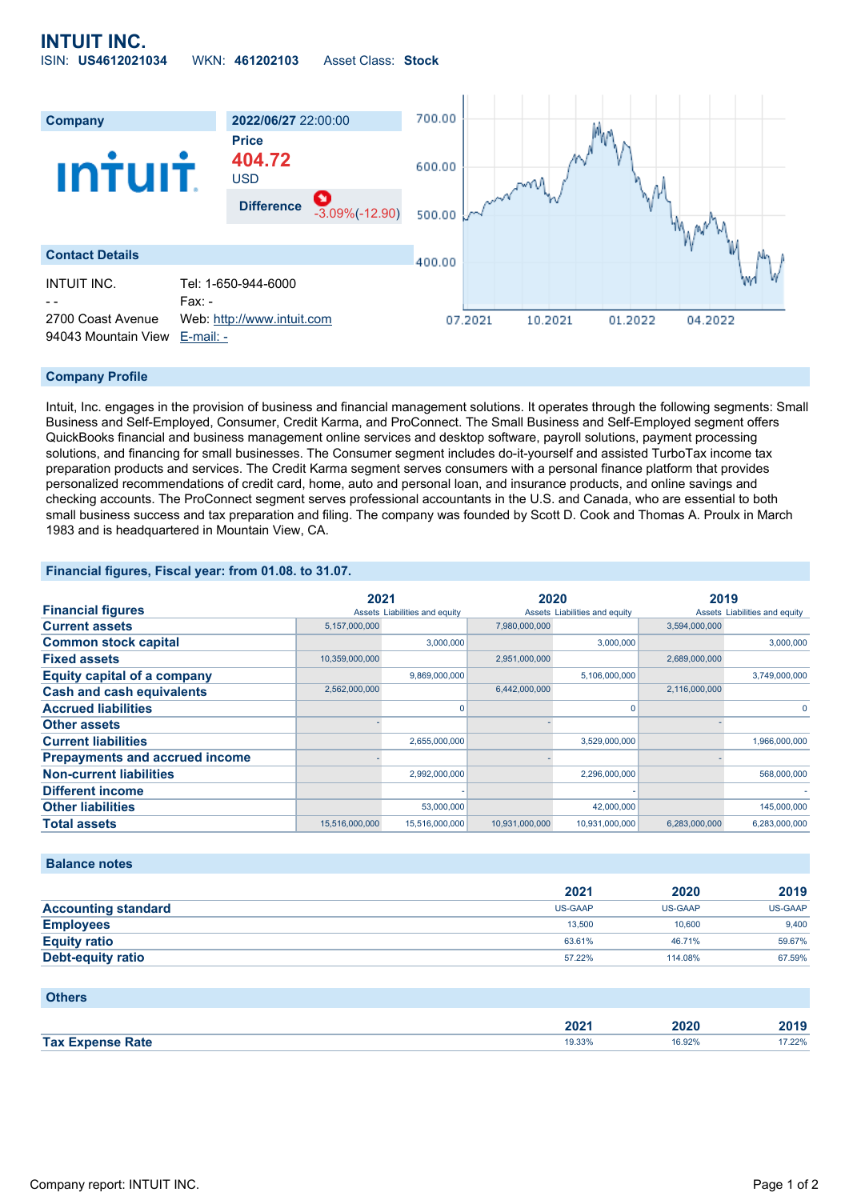# INTUIT INC.

ISIN: **US4612021034** WKN: **461202103** Asset Class: **Stock**

| Company | 2022/06/27 22:00:00 |
|---|---|
| | **Price** |
| | **404.72** |
| | USD |
| | **Difference** -3.09%(-12.90) |

## Contact Details

| | |
|---|---|
| INTUIT INC. | Tel: 1-650-944-6000 |
| - - | Fax: - |
| 2700 Coast Avenue | Web: http://www.intuit.com |
| 94043 Mountain View | E-mail: - |

## Company Profile

Intuit, Inc. engages in the provision of business and financial management solutions. It operates through the following segments: Small Business and Self-Employed, Consumer, Credit Karma, and ProConnect. The Small Business and Self-Employed segment offers QuickBooks financial and business management online services and desktop software, payroll solutions, payment processing solutions, and financing for small businesses. The Consumer segment includes do-it-yourself and assisted TurboTax income tax preparation products and services. The Credit Karma segment serves consumers with a personal finance platform that provides personalized recommendations of credit card, home, auto and personal loan, and insurance products, and online savings and checking accounts. The ProConnect segment serves professional accountants in the U.S. and Canada, who are essential to both small business success and tax preparation and filing. The company was founded by Scott D. Cook and Thomas A. Proulx in March 1983 and is headquartered in Mountain View, CA.

## Financial figures, Fiscal year: from 01.08. to 31.07.

| Financial figures | 2021 Assets | 2021 Liabilities and equity | 2020 Assets | 2020 Liabilities and equity | 2019 Assets | 2019 Liabilities and equity |
|---|---|---|---|---|---|---|
| **Current assets** | 5,157,000,000 | | 7,980,000,000 | | 3,594,000,000 | |
| **Common stock capital** | | 3,000,000 | | 3,000,000 | | 3,000,000 |
| **Fixed assets** | 10,359,000,000 | | 2,951,000,000 | | 2,689,000,000 | |
| **Equity capital of a company** | | 9,869,000,000 | | 5,106,000,000 | | 3,749,000,000 |
| **Cash and cash equivalents** | 2,562,000,000 | | 6,442,000,000 | | 2,116,000,000 | |
| **Accrued liabilities** | | 0 | | 0 | | 0 |
| **Other assets** | - | | - | | - | |
| **Current liabilities** | | 2,655,000,000 | | 3,529,000,000 | | 1,966,000,000 |
| **Prepayments and accrued income** | - | | - | | - | |
| **Non-current liabilities** | | 2,992,000,000 | | 2,296,000,000 | | 568,000,000 |
| **Different income** | | - | | - | | - |
| **Other liabilities** | | 53,000,000 | | 42,000,000 | | 145,000,000 |
| **Total assets** | 15,516,000,000 | 15,516,000,000 | 10,931,000,000 | 10,931,000,000 | 6,283,000,000 | 6,283,000,000 |

## Balance notes

| | 2021 | 2020 | 2019 |
|---|---|---|---|
| **Accounting standard** | US-GAAP | US-GAAP | US-GAAP |
| **Employees** | 13,500 | 10,600 | 9,400 |
| **Equity ratio** | 63.61% | 46.71% | 59.67% |
| **Debt-equity ratio** | 57.22% | 114.08% | 67.59% |

## Others

| | 2021 | 2020 | 2019 |
|---|---|---|---|
| **Tax Expense Rate** | 19.33% | 16.92% | 17.22% |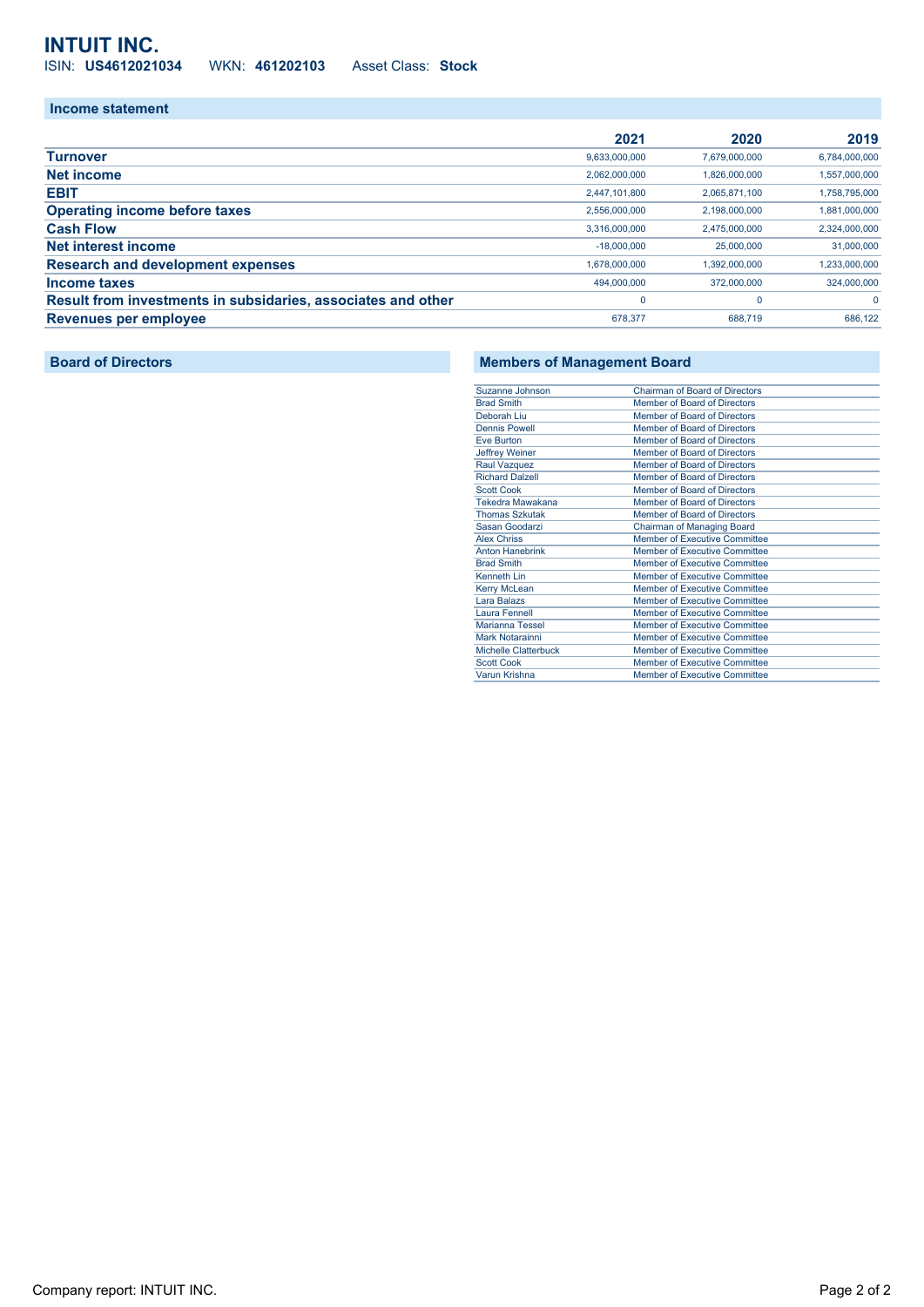# INTUIT INC.

ISIN: **US4612021034** WKN: **461202103** Asset Class: **Stock**

## Income statement

| | 2021 | 2020 | 2019 |
|---|---|---|---|
| **Turnover** | 9,633,000,000 | 7,679,000,000 | 6,784,000,000 |
| **Net income** | 2,062,000,000 | 1,826,000,000 | 1,557,000,000 |
| **EBIT** | 2,447,101,800 | 2,065,871,100 | 1,758,795,000 |
| **Operating income before taxes** | 2,556,000,000 | 2,198,000,000 | 1,881,000,000 |
| **Cash Flow** | 3,316,000,000 | 2,475,000,000 | 2,324,000,000 |
| **Net interest income** | -18,000,000 | 25,000,000 | 31,000,000 |
| **Research and development expenses** | 1,678,000,000 | 1,392,000,000 | 1,233,000,000 |
| **Income taxes** | 494,000,000 | 372,000,000 | 324,000,000 |
| **Result from investments in subsidaries, associates and other** | 0 | 0 | 0 |
| **Revenues per employee** | 678,377 | 688,719 | 686,122 |

## Board of Directors

## Members of Management Board

| | |
|---|---|
| Suzanne Johnson | Chairman of Board of Directors |
| Brad Smith | Member of Board of Directors |
| Deborah Liu | Member of Board of Directors |
| Dennis Powell | Member of Board of Directors |
| Eve Burton | Member of Board of Directors |
| Jeffrey Weiner | Member of Board of Directors |
| Raul Vazquez | Member of Board of Directors |
| Richard Dalzell | Member of Board of Directors |
| Scott Cook | Member of Board of Directors |
| Tekedra Mawakana | Member of Board of Directors |
| Thomas Szkutak | Member of Board of Directors |
| Sasan Goodarzi | Chairman of Managing Board |
| Alex Chriss | Member of Executive Committee |
| Anton Hanebrink | Member of Executive Committee |
| Brad Smith | Member of Executive Committee |
| Kenneth Lin | Member of Executive Committee |
| Kerry McLean | Member of Executive Committee |
| Lara Balazs | Member of Executive Committee |
| Laura Fennell | Member of Executive Committee |
| Marianna Tessel | Member of Executive Committee |
| Mark Notarainni | Member of Executive Committee |
| Michelle Clatterbuck | Member of Executive Committee |
| Scott Cook | Member of Executive Committee |
| Varun Krishna | Member of Executive Committee |